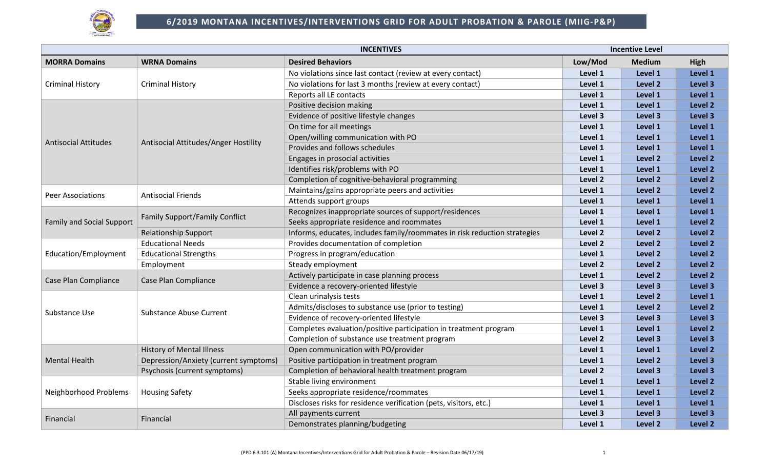# 6/2019 MONTANA INCENTIVES/INTERVENTIONS GRID FOR ADULT PROBATION & PAROLE (MIIG-P&P)

| INCENTIVES | | | Incentive Level | | |
|---|---|---|---|---|---|
| **MORRA Domains** | **WRNA Domains** | **Desired Behaviors** | **Low/Mod** | **Medium** | **High** |
| Criminal History | Criminal History | No violations since last contact (review at every contact) | Level 1 | Level 1 | Level 1 |
| | | No violations for last 3 months (review at every contact) | Level 1 | Level 2 | Level 3 |
| | | Reports all LE contacts | Level 1 | Level 1 | Level 1 |
| Antisocial Attitudes | Antisocial Attitudes/Anger Hostility | Positive decision making | Level 1 | Level 1 | Level 2 |
| | | Evidence of positive lifestyle changes | Level 3 | Level 3 | Level 3 |
| | | On time for all meetings | Level 1 | Level 1 | Level 1 |
| | | Open/willing communication with PO | Level 1 | Level 1 | Level 1 |
| | | Provides and follows schedules | Level 1 | Level 1 | Level 1 |
| | | Engages in prosocial activities | Level 1 | Level 2 | Level 2 |
| | | Identifies risk/problems with PO | Level 1 | Level 1 | Level 2 |
| | | Completion of cognitive-behavioral programming | Level 2 | Level 2 | Level 2 |
| Peer Associations | Antisocial Friends | Maintains/gains appropriate peers and activities | Level 1 | Level 2 | Level 2 |
| | | Attends support groups | Level 1 | Level 1 | Level 1 |
| Family and Social Support | Family Support/Family Conflict | Recognizes inappropriate sources of support/residences | Level 1 | Level 1 | Level 1 |
| | | Seeks appropriate residence and roommates | Level 1 | Level 1 | Level 2 |
| | Relationship Support | Informs, educates, includes family/roommates in risk reduction strategies | Level 2 | Level 2 | Level 2 |
| Education/Employment | Educational Needs | Provides documentation of completion | Level 2 | Level 2 | Level 2 |
| | Educational Strengths | Progress in program/education | Level 1 | Level 2 | Level 2 |
| | Employment | Steady employment | Level 2 | Level 2 | Level 2 |
| Case Plan Compliance | Case Plan Compliance | Actively participate in case planning process | Level 1 | Level 2 | Level 2 |
| | | Evidence a recovery-oriented lifestyle | Level 3 | Level 3 | Level 3 |
| Substance Use | Substance Abuse Current | Clean urinalysis tests | Level 1 | Level 2 | Level 1 |
| | | Admits/discloses to substance use (prior to testing) | Level 1 | Level 2 | Level 2 |
| | | Evidence of recovery-oriented lifestyle | Level 3 | Level 3 | Level 3 |
| | | Completes evaluation/positive participation in treatment program | Level 1 | Level 1 | Level 2 |
| | | Completion of substance use treatment program | Level 2 | Level 3 | Level 3 |
| Mental Health | History of Mental Illness | Open communication with PO/provider | Level 1 | Level 1 | Level 2 |
| | Depression/Anxiety (current symptoms) | Positive participation in treatment program | Level 1 | Level 2 | Level 3 |
| | Psychosis (current symptoms) | Completion of behavioral health treatment program | Level 2 | Level 3 | Level 3 |
| Neighborhood Problems | Housing Safety | Stable living environment | Level 1 | Level 1 | Level 2 |
| | | Seeks appropriate residence/roommates | Level 1 | Level 1 | Level 2 |
| | | Discloses risks for residence verification (pets, visitors, etc.) | Level 1 | Level 1 | Level 1 |
| Financial | Financial | All payments current | Level 3 | Level 3 | Level 3 |
| | | Demonstrates planning/budgeting | Level 1 | Level 2 | Level 2 |

(PPD 6.3.101 (A) Montana Incentives/Interventions Grid for Adult Probation & Parole – Revision Date 06/17/19)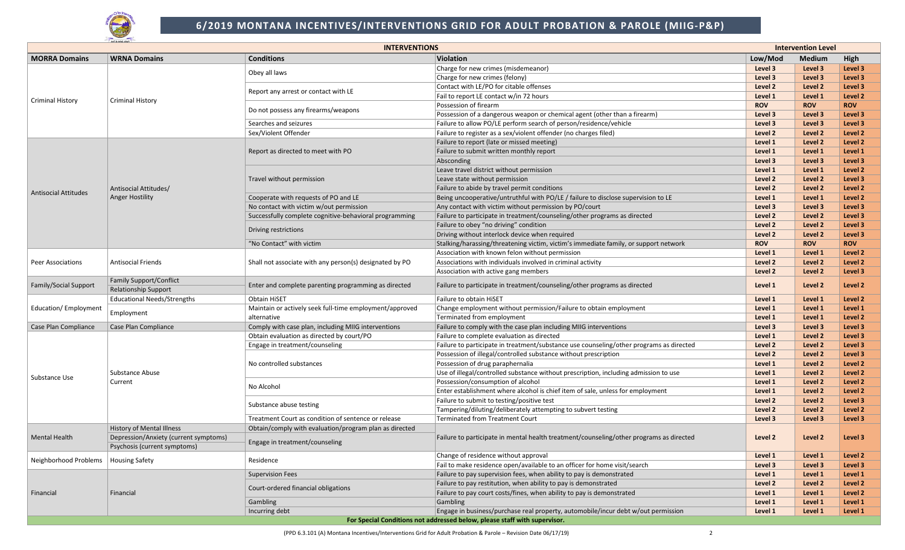# 6/2019 MONTANA INCENTIVES/INTERVENTIONS GRID FOR ADULT PROBATION & PAROLE (MIIG-P&P)

| INTERVENTIONS | | | | Intervention Level | | |
|---|---|---|---|---|---|---|
| **MORRA Domains** | **WRNA Domains** | **Conditions** | **Violation** | **Low/Mod** | **Medium** | **High** |
| Criminal History | Criminal History | Obey all laws | Charge for new crimes (misdemeanor) | Level 3 | Level 3 | Level 3 |
| | | | Charge for new crimes (felony) | Level 3 | Level 3 | Level 3 |
| | | Report any arrest or contact with LE | Contact with LE/PO for citable offenses | Level 2 | Level 2 | Level 3 |
| | | | Fail to report LE contact w/in 72 hours | Level 1 | Level 1 | Level 2 |
| | | Do not possess any firearms/weapons | Possession of firearm | ROV | ROV | ROV |
| | | | Possession of a dangerous weapon or chemical agent (other than a firearm) | Level 3 | Level 3 | Level 3 |
| | | Searches and seizures | Failure to allow PO/LE perform search of person/residence/vehicle | Level 3 | Level 3 | Level 3 |
| | | Sex/Violent Offender | Failure to register as a sex/violent offender (no charges filed) | Level 2 | Level 2 | Level 2 |
| Antisocial Attitudes | Antisocial Attitudes/ Anger Hostility | Report as directed to meet with PO | Failure to report (late or missed meeting) | Level 1 | Level 2 | Level 2 |
| | | | Failure to submit written monthly report | Level 1 | Level 1 | Level 1 |
| | | | Absconding | Level 3 | Level 3 | Level 3 |
| | | Travel without permission | Leave travel district without permission | Level 1 | Level 1 | Level 2 |
| | | | Leave state without permission | Level 2 | Level 2 | Level 3 |
| | | | Failure to abide by travel permit conditions | Level 2 | Level 2 | Level 2 |
| | | Cooperate with requests of PO and LE | Being uncooperative/untruthful with PO/LE / failure to disclose supervision to LE | Level 1 | Level 1 | Level 2 |
| | | No contact with victim w/out permission | Any contact with victim without permission by PO/court | Level 3 | Level 3 | Level 3 |
| | | Successfully complete cognitive-behavioral programming | Failure to participate in treatment/counseling/other programs as directed | Level 2 | Level 2 | Level 3 |
| | | Driving restrictions | Failure to obey "no driving" condition | Level 2 | Level 2 | Level 3 |
| | | | Driving without interlock device when required | Level 2 | Level 2 | Level 3 |
| | | "No Contact" with victim | Stalking/harassing/threatening victim, victim's immediate family, or support network | ROV | ROV | ROV |
| Peer Associations | Antisocial Friends | Shall not associate with any person(s) designated by PO | Association with known felon without permission | Level 1 | Level 1 | Level 2 |
| | | | Associations with individuals involved in criminal activity | Level 2 | Level 2 | Level 2 |
| | | | Association with active gang members | Level 2 | Level 2 | Level 3 |
| Family/Social Support | Family Support/Conflict; Relationship Support | Enter and complete parenting programming as directed | Failure to participate in treatment/counseling/other programs as directed | Level 1 | Level 2 | Level 2 |
| Education/ Employment | Educational Needs/Strengths | Obtain HiSET | Failure to obtain HiSET | Level 1 | Level 1 | Level 2 |
| | Employment | Maintain or actively seek full-time employment/approved alternative | Change employment without permission/Failure to obtain employment | Level 1 | Level 1 | Level 1 |
| | | | Terminated from employment | Level 1 | Level 1 | Level 2 |
| Case Plan Compliance | Case Plan Compliance | Comply with case plan, including MIIG interventions | Failure to comply with the case plan including MIIG interventions | Level 3 | Level 3 | Level 3 |
| Substance Use | Substance Abuse Current | Obtain evaluation as directed by court/PO | Failure to complete evaluation as directed | Level 1 | Level 2 | Level 3 |
| | | Engage in treatment/counseling | Failure to participate in treatment/substance use counseling/other programs as directed | Level 2 | Level 2 | Level 3 |
| | | No controlled substances | Possession of illegal/controlled substance without prescription | Level 2 | Level 2 | Level 3 |
| | | | Possession of drug paraphernalia | Level 1 | Level 2 | Level 2 |
| | | | Use of illegal/controlled substance without prescription, including admission to use | Level 1 | Level 2 | Level 2 |
| | | No Alcohol | Possession/consumption of alcohol | Level 1 | Level 2 | Level 2 |
| | | | Enter establishment where alcohol is chief item of sale, unless for employment | Level 1 | Level 2 | Level 2 |
| | | Substance abuse testing | Failure to submit to testing/positive test | Level 2 | Level 2 | Level 3 |
| | | | Tampering/diluting/deliberately attempting to subvert testing | Level 2 | Level 2 | Level 2 |
| | | Treatment Court as condition of sentence or release | Terminated from Treatment Court | Level 3 | Level 3 | Level 3 |
| Mental Health | History of Mental Illness; Depression/Anxiety (current symptoms); Psychosis (current symptoms) | Obtain/comply with evaluation/program plan as directed; Engage in treatment/counseling | Failure to participate in mental health treatment/counseling/other programs as directed | Level 2 | Level 2 | Level 3 |
| Neighborhood Problems | Housing Safety | Residence | Change of residence without approval | Level 1 | Level 1 | Level 2 |
| | | | Fail to make residence open/available to an officer for home visit/search | Level 3 | Level 3 | Level 3 |
| Financial | Financial | Supervision Fees | Failure to pay supervision fees, when ability to pay is demonstrated | Level 1 | Level 1 | Level 1 |
| | | Court-ordered financial obligations | Failure to pay restitution, when ability to pay is demonstrated | Level 2 | Level 2 | Level 2 |
| | | | Failure to pay court costs/fines, when ability to pay is demonstrated | Level 1 | Level 1 | Level 2 |
| | | Gambling | Gambling | Level 1 | Level 1 | Level 1 |
| | | Incurring debt | Engage in business/purchase real property, automobile/incur debt w/out permission | Level 1 | Level 1 | Level 1 |

**For Special Conditions not addressed below, please staff with supervisor.**

(PPD 6.3.101 (A) Montana Incentives/Interventions Grid for Adult Probation & Parole – Revision Date 06/17/19)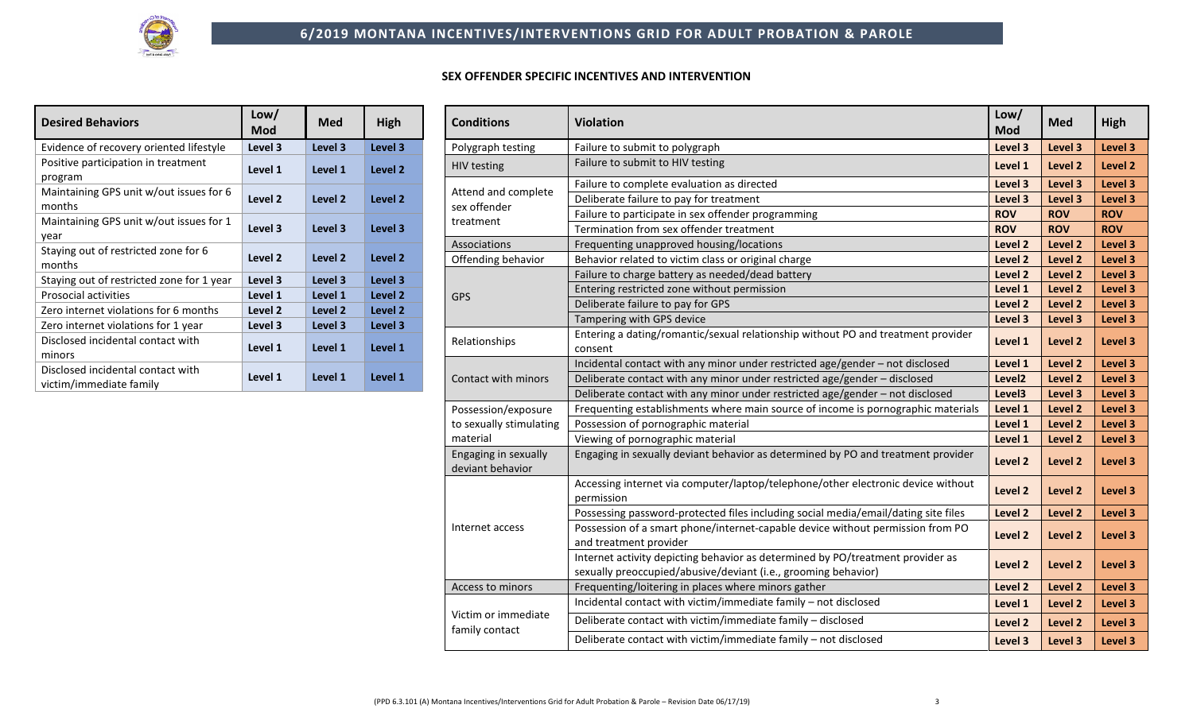# 6/2019 MONTANA INCENTIVES/INTERVENTIONS GRID FOR ADULT PROBATION & PAROLE

## SEX OFFENDER SPECIFIC INCENTIVES AND INTERVENTION

| Desired Behaviors | Low/ Mod | Med | High |
|---|---|---|---|
| Evidence of recovery oriented lifestyle | Level 3 | Level 3 | Level 3 |
| Positive participation in treatment program | Level 1 | Level 1 | Level 2 |
| Maintaining GPS unit w/out issues for 6 months | Level 2 | Level 2 | Level 2 |
| Maintaining GPS unit w/out issues for 1 year | Level 3 | Level 3 | Level 3 |
| Staying out of restricted zone for 6 months | Level 2 | Level 2 | Level 2 |
| Staying out of restricted zone for 1 year | Level 3 | Level 3 | Level 3 |
| Prosocial activities | Level 1 | Level 1 | Level 2 |
| Zero internet violations for 6 months | Level 2 | Level 2 | Level 2 |
| Zero internet violations for 1 year | Level 3 | Level 3 | Level 3 |
| Disclosed incidental contact with minors | Level 1 | Level 1 | Level 1 |
| Disclosed incidental contact with victim/immediate family | Level 1 | Level 1 | Level 1 |

| Conditions | Violation | Low/ Mod | Med | High |
|---|---|---|---|---|
| Polygraph testing | Failure to submit to polygraph | Level 3 | Level 3 | Level 3 |
| HIV testing | Failure to submit to HIV testing | Level 1 | Level 2 | Level 2 |
| Attend and complete sex offender treatment | Failure to complete evaluation as directed | Level 3 | Level 3 | Level 3 |
| | Deliberate failure to pay for treatment | Level 3 | Level 3 | Level 3 |
| | Failure to participate in sex offender programming | ROV | ROV | ROV |
| | Termination from sex offender treatment | ROV | ROV | ROV |
| Associations | Frequenting unapproved housing/locations | Level 2 | Level 2 | Level 3 |
| Offending behavior | Behavior related to victim class or original charge | Level 2 | Level 2 | Level 3 |
| GPS | Failure to charge battery as needed/dead battery | Level 2 | Level 2 | Level 3 |
| | Entering restricted zone without permission | Level 1 | Level 2 | Level 3 |
| | Deliberate failure to pay for GPS | Level 2 | Level 2 | Level 3 |
| | Tampering with GPS device | Level 3 | Level 3 | Level 3 |
| Relationships | Entering a dating/romantic/sexual relationship without PO and treatment provider consent | Level 1 | Level 2 | Level 3 |
| Contact with minors | Incidental contact with any minor under restricted age/gender – not disclosed | Level 1 | Level 2 | Level 3 |
| | Deliberate contact with any minor under restricted age/gender – disclosed | Level2 | Level 2 | Level 3 |
| | Deliberate contact with any minor under restricted age/gender – not disclosed | Level3 | Level 3 | Level 3 |
| Possession/exposure to sexually stimulating material | Frequenting establishments where main source of income is pornographic materials | Level 1 | Level 2 | Level 3 |
| | Possession of pornographic material | Level 1 | Level 2 | Level 3 |
| | Viewing of pornographic material | Level 1 | Level 2 | Level 3 |
| Engaging in sexually deviant behavior | Engaging in sexually deviant behavior as determined by PO and treatment provider | Level 2 | Level 2 | Level 3 |
| Internet access | Accessing internet via computer/laptop/telephone/other electronic device without permission | Level 2 | Level 2 | Level 3 |
| | Possessing password-protected files including social media/email/dating site files | Level 2 | Level 2 | Level 3 |
| | Possession of a smart phone/internet-capable device without permission from PO and treatment provider | Level 2 | Level 2 | Level 3 |
| | Internet activity depicting behavior as determined by PO/treatment provider as sexually preoccupied/abusive/deviant (i.e., grooming behavior) | Level 2 | Level 2 | Level 3 |
| Access to minors | Frequenting/loitering in places where minors gather | Level 2 | Level 2 | Level 3 |
| Victim or immediate family contact | Incidental contact with victim/immediate family – not disclosed | Level 1 | Level 2 | Level 3 |
| | Deliberate contact with victim/immediate family – disclosed | Level 2 | Level 2 | Level 3 |
| | Deliberate contact with victim/immediate family – not disclosed | Level 3 | Level 3 | Level 3 |

(PPD 6.3.101 (A) Montana Incentives/Interventions Grid for Adult Probation & Parole – Revision Date 06/17/19)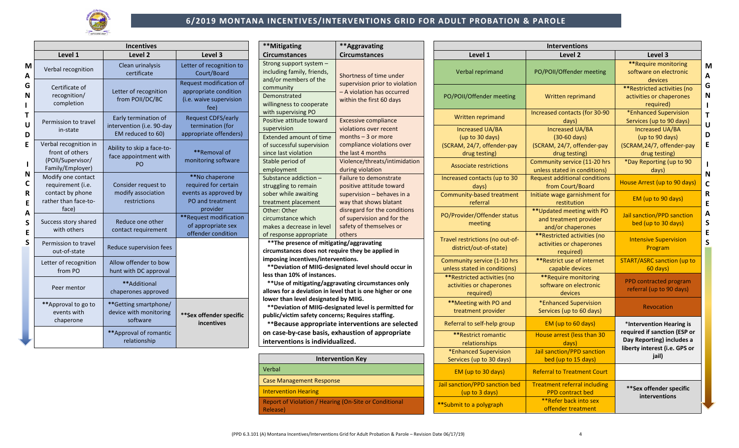# 6/2019 MONTANA INCENTIVES/INTERVENTIONS GRID FOR ADULT PROBATION & PAROLE

## Incentives

MAGNITUDE INCREASES ↓

| Level 1 | Level 2 | Level 3 |
|---|---|---|
| Verbal recognition | Clean urinalysis certificate | Letter of recognition to Court/Board |
| Certificate of recognition/ completion | Letter of recognition from POII/DC/BC | Request modification of appropriate condition (i.e. waive supervision fee) |
| Permission to travel in-state | Early termination of intervention (i.e. 90-day EM reduced to 60) | Request CDFS/early termination (for appropriate offenders) |
| Verbal recognition in front of others (POII/Supervisor/ Family/Employer) | Ability to skip a face-to-face appointment with PO | **Removal of monitoring software |
| Modify one contact requirement (i.e. contact by phone rather than face-to-face) | Consider request to modify association restrictions | **No chaperone required for certain events as approved by PO and treatment provider |
| Success story shared with others | Reduce one other contact requirement | **Request modification of appropriate sex offender condition |
| Permission to travel out-of-state | Reduce supervision fees | **Sex offender specific incentives |
| Letter of recognition from PO | Allow offender to bow hunt with DC approval | |
| Peer mentor | **Additional chaperones approved | |
| **Approval to go to events with chaperone | **Getting smartphone/ device with monitoring software | |
| | **Approval of romantic relationship | |

## Mitigating / Aggravating Circumstances

| **Mitigating Circumstances | **Aggravating Circumstances |
|---|---|
| Strong support system – including family, friends, and/or members of the community | Shortness of time under supervision prior to violation – A violation has occurred within the first 60 days |
| Demonstrated willingness to cooperate with supervising PO | |
| Positive attitude toward supervision | Excessive compliance violations over recent months – 3 or more compliance violations over the last 4 months |
| Extended amount of time of successful supervision since last violation | |
| Stable period of employment | Violence/threats/intimidation during violation |
| Substance addiction – struggling to remain sober while awaiting treatment placement | Failure to demonstrate positive attitude toward supervision – behaves in a way that shows blatant disregard for the conditions of supervision and for the safety of themselves or others |
| Other: Other circumstance which makes a decrease in level of response appropriate | |

**The presence of mitigating/aggravating circumstances does not require they be applied in imposing incentives/interventions.

**Deviation of MIIG-designated level should occur in less than 10% of instances.

**Use of mitigating/aggravating circumstances only allows for a deviation in level that is one higher or one lower than level designated by MIIG.

**Deviation of MIIG-designated level is permitted for public/victim safety concerns; Requires staffing.

**Because appropriate interventions are selected on case-by-case basis, exhaustion of appropriate interventions is individualized.

## Intervention Key

| Intervention Key |
|---|
| Verbal |
| Case Management Response |
| Intervention Hearing |
| Report of Violation / Hearing (On-Site or Conditional Release) |

## Interventions

MAGNITUDE INCREASES ↓

| Level 1 | Level 2 | Level 3 |
|---|---|---|
| Verbal reprimand | PO/POII/Offender meeting | **Require monitoring software on electronic devices |
| PO/POII/Offender meeting | Written reprimand | **Restricted activities (no activities or chaperones required) |
| Written reprimand | Increased contacts (for 30-90 days) | *Enhanced Supervision Services (up to 90 days) |
| Increased UA/BA (up to 30 days) (SCRAM, 24/7, offender-pay drug testing) | Increased UA/BA (30-60 days) (SCRAM, 24/7, offender-pay drug testing) | Increased UA/BA (up to 90 days) (SCRAM,24/7, offender-pay drug testing) |
| Associate restrictions | Community service (11-20 hrs unless stated in conditions) | *Day Reporting (up to 90 days) |
| Increased contacts (up to 30 days) | Request additional conditions from Court/Board | House Arrest (up to 90 days) |
| Community-based treatment referral | Initiate wage garnishment for restitution | EM (up to 90 days) |
| PO/Provider/Offender status meeting | **Updated meeting with PO and treatment provider and/or chaperones | Jail sanction/PPD sanction bed (up to 30 days) |
| Travel restrictions (no out-of-district/out-of-state) | **Restricted activities (no activities or chaperones required) | Intensive Supervision Program |
| Community service (1-10 hrs unless stated in conditions) | **Restrict use of internet capable devices | START/ASRC sanction (up to 60 days) |
| **Restricted activities (no activities or chaperones required) | **Require monitoring software on electronic devices | PPD contracted program referral (up to 90 days) |
| **Meeting with PO and treatment provider | *Enhanced Supervision Services (up to 60 days) | Revocation |
| Referral to self-help group | EM (up to 60 days) | *Intervention Hearing is required if sanction (ESP or Day Reporting) includes a liberty interest (i.e. GPS or jail) |
| **Restrict romantic relationships | House arrest (less than 30 days) | |
| *Enhanced Supervision Services (up to 30 days) | Jail sanction/PPD sanction bed (up to 15 days) | |
| EM (up to 30 days) | Referral to Treatment Court | |
| Jail sanction/PPD sanction bed (up to 3 days) | Treatment referral including PPD contract bed | **Sex offender specific interventions |
| **Submit to a polygraph | **Refer back into sex offender treatment | |

(PPD 6.3.101 (A) Montana Incentives/Interventions Grid for Adult Probation & Parole – Revision Date 06/17/19)